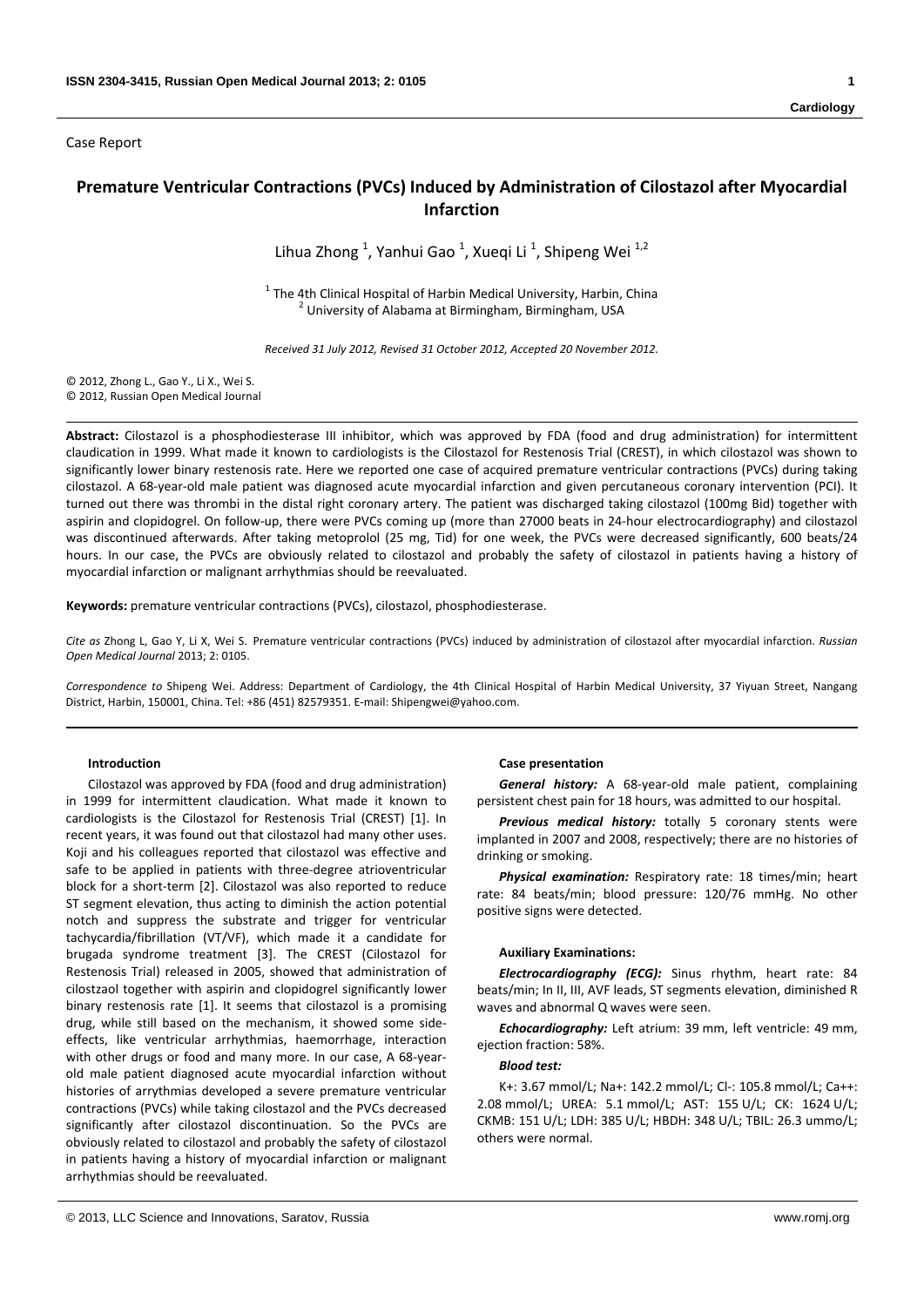Case Report

# Premature Ventricular Contractions (PVCs) Induced by Administration of Cilostazol after Myocardial Infarction

Lihua Zhong [1], Yanhui Gao [1], Xueqi Li [1], Shipeng Wei [1,2]

[1] The 4th Clinical Hospital of Harbin Medical University, Harbin, China
[2] University of Alabama at Birmingham, Birmingham, USA

*Received 31 July 2012, Revised 31 October 2012, Accepted 20 November 2012.*

© 2012, Zhong L., Gao Y., Li X., Wei S.
© 2012, Russian Open Medical Journal

**Abstract:** Cilostazol is a phosphodiesterase III inhibitor, which was approved by FDA (food and drug administration) for intermittent claudication in 1999. What made it known to cardiologists is the Cilostazol for Restenosis Trial (CREST), in which cilostazol was shown to significantly lower binary restenosis rate. Here we reported one case of acquired premature ventricular contractions (PVCs) during taking cilostazol. A 68-year-old male patient was diagnosed acute myocardial infarction and given percutaneous coronary intervention (PCI). It turned out there was thrombi in the distal right coronary artery. The patient was discharged taking cilostazol (100mg Bid) together with aspirin and clopidogrel. On follow-up, there were PVCs coming up (more than 27000 beats in 24-hour electrocardiography) and cilostazol was discontinued afterwards. After taking metoprolol (25 mg, Tid) for one week, the PVCs were decreased significantly, 600 beats/24 hours. In our case, the PVCs are obviously related to cilostazol and probably the safety of cilostazol in patients having a history of myocardial infarction or malignant arrhythmias should be reevaluated.

**Keywords:** premature ventricular contractions (PVCs), cilostazol, phosphodiesterase.

*Cite as* Zhong L, Gao Y, Li X, Wei S. Premature ventricular contractions (PVCs) induced by administration of cilostazol after myocardial infarction. *Russian Open Medical Journal* 2013; 2: 0105.

*Correspondence to* Shipeng Wei. Address: Department of Cardiology, the 4th Clinical Hospital of Harbin Medical University, 37 Yiyuan Street, Nangang District, Harbin, 150001, China. Tel: +86 (451) 82579351. E-mail: Shipengwei@yahoo.com.

---

### Introduction

Cilostazol was approved by FDA (food and drug administration) in 1999 for intermittent claudication. What made it known to cardiologists is the Cilostazol for Restenosis Trial (CREST) [1]. In recent years, it was found out that cilostazol had many other uses. Koji and his colleagues reported that cilostazol was effective and safe to be applied in patients with three-degree atrioventricular block for a short-term [2]. Cilostazol was also reported to reduce ST segment elevation, thus acting to diminish the action potential notch and suppress the substrate and trigger for ventricular tachycardia/fibrillation (VT/VF), which made it a candidate for brugada syndrome treatment [3]. The CREST (Cilostazol for Restenosis Trial) released in 2005, showed that administration of cilostzaol together with aspirin and clopidogrel significantly lower binary restenosis rate [1]. It seems that cilostazol is a promising drug, while still based on the mechanism, it showed some side-effects, like ventricular arrhythmias, haemorrhage, interaction with other drugs or food and many more. In our case, A 68-year-old male patient diagnosed acute myocardial infarction without histories of arrythmias developed a severe premature ventricular contractions (PVCs) while taking cilostazol and the PVCs decreased significantly after cilostazol discontinuation. So the PVCs are obviously related to cilostazol and probably the safety of cilostazol in patients having a history of myocardial infarction or malignant arrhythmias should be reevaluated.

### Case presentation

***General history:*** A 68-year-old male patient, complaining persistent chest pain for 18 hours, was admitted to our hospital.

***Previous medical history:*** totally 5 coronary stents were implanted in 2007 and 2008, respectively; there are no histories of drinking or smoking.

***Physical examination:*** Respiratory rate: 18 times/min; heart rate: 84 beats/min; blood pressure: 120/76 mmHg. No other positive signs were detected.

### Auxiliary Examinations:

***Electrocardiography (ECG):*** Sinus rhythm, heart rate: 84 beats/min; In II, III, AVF leads, ST segments elevation, diminished R waves and abnormal Q waves were seen.

***Echocardiography:*** Left atrium: 39 mm, left ventricle: 49 mm, ejection fraction: 58%.

***Blood test:***

$K^+$: 3.67 mmol/L; $Na^+$: 142.2 mmol/L; $Cl^-$: 105.8 mmol/L; $Ca^{++}$: 2.08 mmol/L; UREA: 5.1 mmol/L; AST: 155 U/L; CK: 1624 U/L; CKMB: 151 U/L; LDH: 385 U/L; HBDH: 348 U/L; TBIL: 26.3 ummo/L; others were normal.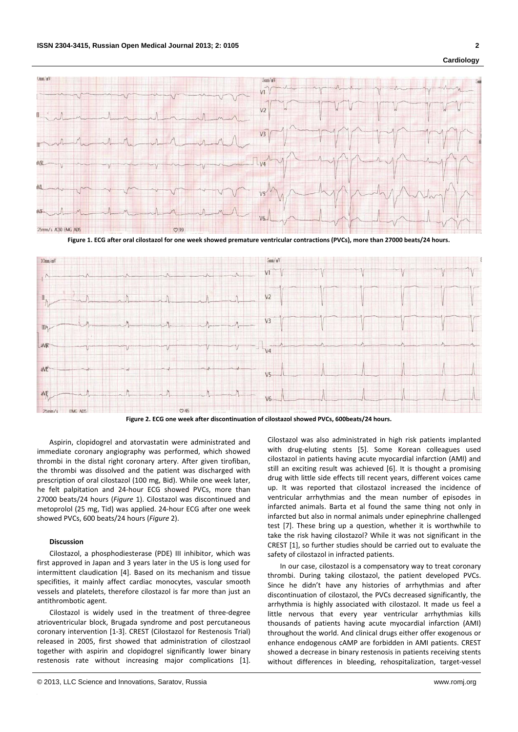**Figure 1. ECG after oral cilostazol for one week showed premature ventricular contractions (PVCs), more than 27000 beats/24 hours.**

**Figure 2. ECG one week after discontinuation of cilostazol showed PVCs, 600beats/24 hours.**

Aspirin, clopidogrel and atorvastatin were administrated and immediate coronary angiography was performed, which showed thrombi in the distal right coronary artery. After given tirofiban, the thrombi was dissolved and the patient was discharged with prescription of oral cilostazol (100 mg, Bid). While one week later, he felt palpitation and 24-hour ECG showed PVCs, more than 27000 beats/24 hours (*Figure* 1). Cilostazol was discontinued and metoprolol (25 mg, Tid) was applied. 24-hour ECG after one week showed PVCs, 600 beats/24 hours (*Figure* 2).

#### Discussion

Cilostazol, a phosphodiesterase (PDE) III inhibitor, which was first approved in Japan and 3 years later in the US is long used for intermittent claudication [4]. Based on its mechanism and tissue specifities, it mainly affect cardiac monocytes, vascular smooth vessels and platelets, therefore cilostazol is far more than just an antithrombotic agent.

Cilostazol is widely used in the treatment of three-degree atrioventricular block, Brugada syndrome and post percutaneous coronary intervention [1-3]. CREST (Cilostazol for Restenosis Trial) released in 2005, first showed that administration of cilostzaol together with aspirin and clopidogrel significantly lower binary restenosis rate without increasing major complications [1]. Cilostazol was also administrated in high risk patients implanted with drug-eluting stents [5]. Some Korean colleagues used cilostazol in patients having acute myocardial infarction (AMI) and still an exciting result was achieved [6]. It is thought a promising drug with little side effects till recent years, different voices came up. It was reported that cilostazol increased the incidence of ventricular arrhythmias and the mean number of episodes in infarcted animals. Barta et al found the same thing not only in infarcted but also in normal animals under epinephrine challenged test [7]. These bring up a question, whether it is worthwhile to take the risk having cilostazol? While it was not significant in the CREST [1], so further studies should be carried out to evaluate the safety of cilostazol in infracted patients.

In our case, cilostazol is a compensatory way to treat coronary thrombi. During taking cilostazol, the patient developed PVCs. Since he didn't have any histories of arrhythmias and after discontinuation of cilostazol, the PVCs decreased significantly, the arrhythmia is highly associated with cilostazol. It made us feel a little nervous that every year ventricular arrhythmias kills thousands of patients having acute myocardial infarction (AMI) throughout the world. And clinical drugs either offer exogenous or enhance endogenous cAMP are forbidden in AMI patients. CREST showed a decrease in binary restenosis in patients receiving stents without differences in bleeding, rehospitalization, target-vessel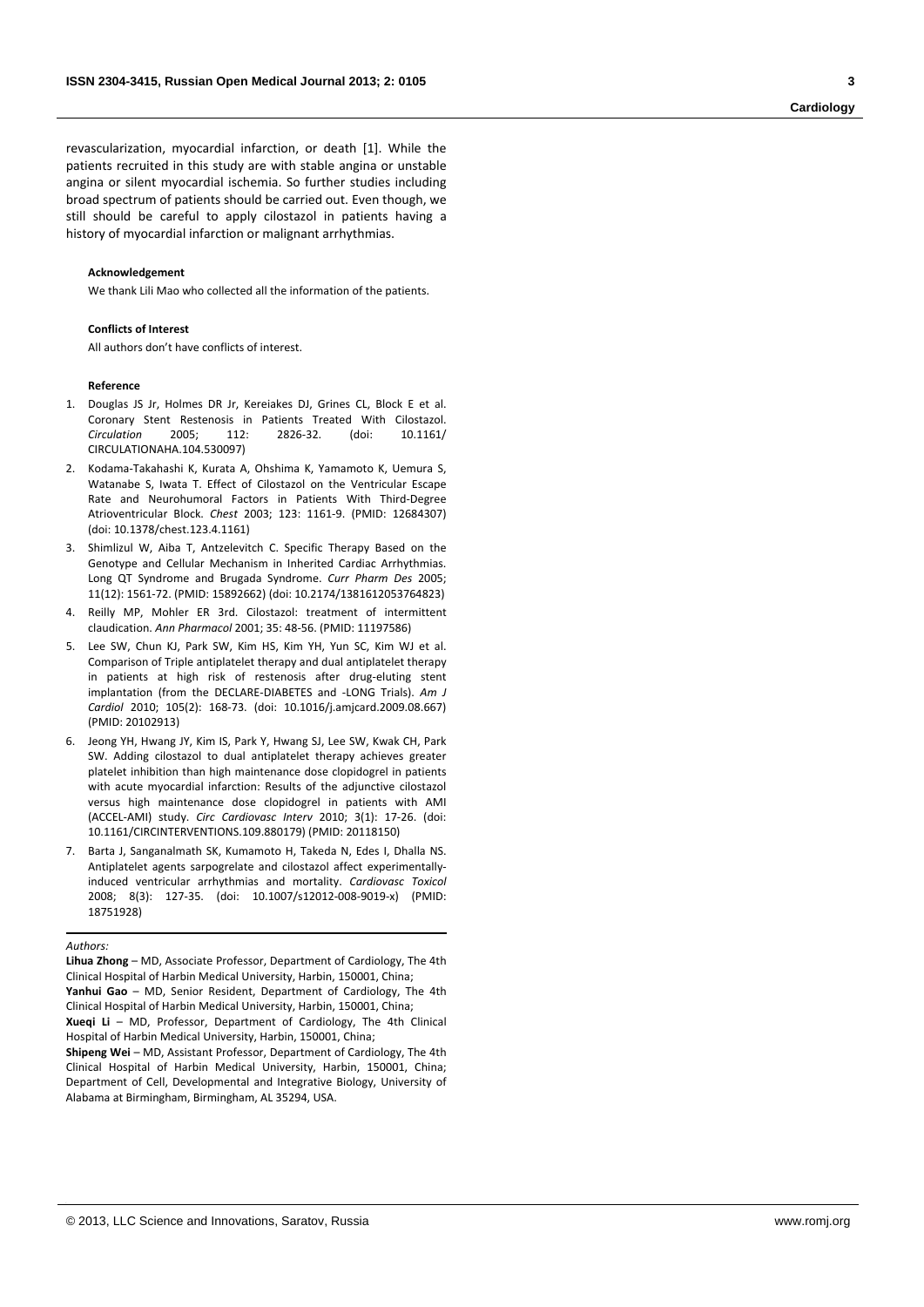revascularization, myocardial infarction, or death [1]. While the patients recruited in this study are with stable angina or unstable angina or silent myocardial ischemia. So further studies including broad spectrum of patients should be carried out. Even though, we still should be careful to apply cilostazol in patients having a history of myocardial infarction or malignant arrhythmias.

**Acknowledgement**

We thank Lili Mao who collected all the information of the patients.

**Conflicts of Interest**

All authors don't have conflicts of interest.

**Reference**

1. Douglas JS Jr, Holmes DR Jr, Kereiakes DJ, Grines CL, Block E et al. Coronary Stent Restenosis in Patients Treated With Cilostazol. *Circulation* 2005; 112: 2826-32. (doi: 10.1161/CIRCULATIONAHA.104.530097)
2. Kodama-Takahashi K, Kurata A, Ohshima K, Yamamoto K, Uemura S, Watanabe S, Iwata T. Effect of Cilostazol on the Ventricular Escape Rate and Neurohumoral Factors in Patients With Third-Degree Atrioventricular Block. *Chest* 2003; 123: 1161-9. (PMID: 12684307) (doi: 10.1378/chest.123.4.1161)
3. Shimlizul W, Aiba T, Antzelevitch C. Specific Therapy Based on the Genotype and Cellular Mechanism in Inherited Cardiac Arrhythmias. Long QT Syndrome and Brugada Syndrome. *Curr Pharm Des* 2005; 11(12): 1561-72. (PMID: 15892662) (doi: 10.2174/1381612053764823)
4. Reilly MP, Mohler ER 3rd. Cilostazol: treatment of intermittent claudication. *Ann Pharmacol* 2001; 35: 48-56. (PMID: 11197586)
5. Lee SW, Chun KJ, Park SW, Kim HS, Kim YH, Yun SC, Kim WJ et al. Comparison of Triple antiplatelet therapy and dual antiplatelet therapy in patients at high risk of restenosis after drug-eluting stent implantation (from the DECLARE-DIABETES and -LONG Trials). *Am J Cardiol* 2010; 105(2): 168-73. (doi: 10.1016/j.amjcard.2009.08.667) (PMID: 20102913)
6. Jeong YH, Hwang JY, Kim IS, Park Y, Hwang SJ, Lee SW, Kwak CH, Park SW. Adding cilostazol to dual antiplatelet therapy achieves greater platelet inhibition than high maintenance dose clopidogrel in patients with acute myocardial infarction: Results of the adjunctive cilostazol versus high maintenance dose clopidogrel in patients with AMI (ACCEL-AMI) study. *Circ Cardiovasc Interv* 2010; 3(1): 17-26. (doi: 10.1161/CIRCINTERVENTIONS.109.880179) (PMID: 20118150)
7. Barta J, Sanganalmath SK, Kumamoto H, Takeda N, Edes I, Dhalla NS. Antiplatelet agents sarpogrelate and cilostazol affect experimentally-induced ventricular arrhythmias and mortality. *Cardiovasc Toxicol* 2008; 8(3): 127-35. (doi: 10.1007/s12012-008-9019-x) (PMID: 18751928)

---

*Authors:*

**Lihua Zhong** – MD, Associate Professor, Department of Cardiology, The 4th Clinical Hospital of Harbin Medical University, Harbin, 150001, China;
**Yanhui Gao** – MD, Senior Resident, Department of Cardiology, The 4th Clinical Hospital of Harbin Medical University, Harbin, 150001, China;
**Xueqi Li** – MD, Professor, Department of Cardiology, The 4th Clinical Hospital of Harbin Medical University, Harbin, 150001, China;
**Shipeng Wei** – MD, Assistant Professor, Department of Cardiology, The 4th Clinical Hospital of Harbin Medical University, Harbin, 150001, China; Department of Cell, Developmental and Integrative Biology, University of Alabama at Birmingham, Birmingham, AL 35294, USA.